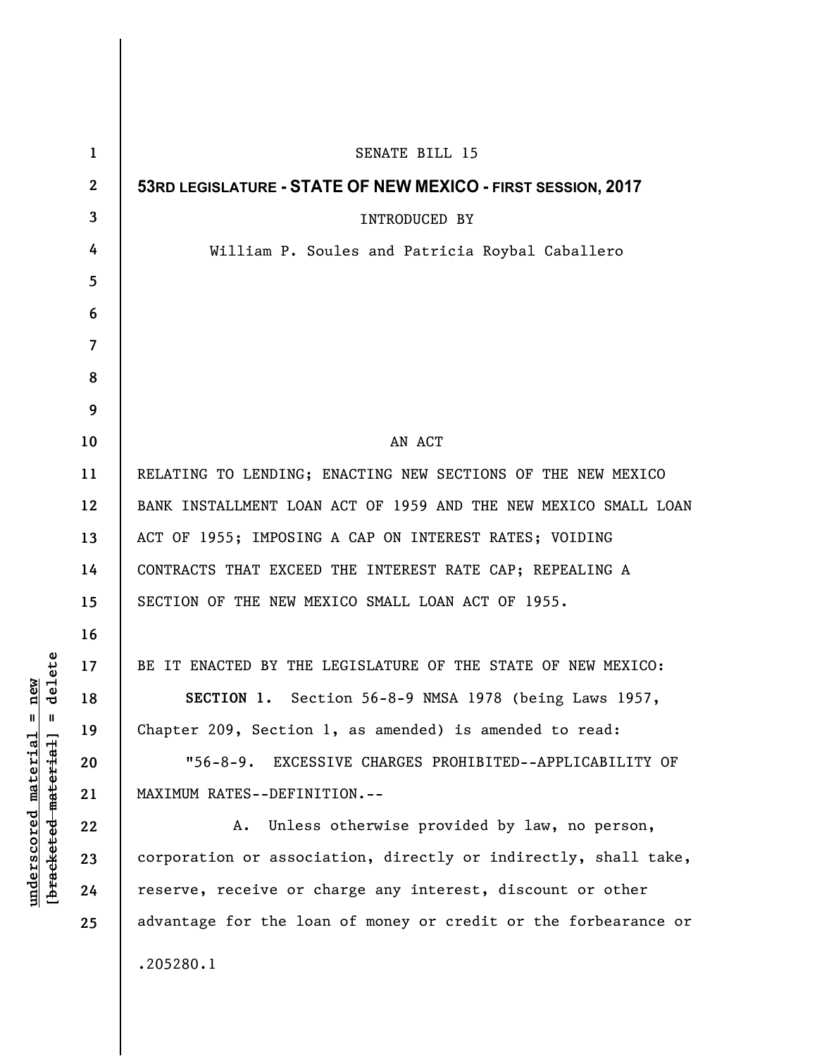SENATE BILL 15

**53RD LEGISLATURE - STATE OF NEW MEXICO - FIRST SESSION, 2017**

INTRODUCED BY

William P. Soules and Patricia Roybal Caballero

AN ACT

RELATING TO LENDING; ENACTING NEW SECTIONS OF THE NEW MEXICO BANK INSTALLMENT LOAN ACT OF 1959 AND THE NEW MEXICO SMALL LOAN ACT OF 1955; IMPOSING A CAP ON INTEREST RATES; VOIDING CONTRACTS THAT EXCEED THE INTEREST RATE CAP; REPEALING A SECTION OF THE NEW MEXICO SMALL LOAN ACT OF 1955.

BE IT ENACTED BY THE LEGISLATURE OF THE STATE OF NEW MEXICO:

**SECTION 1.** Section 56-8-9 NMSA 1978 (being Laws 1957, Chapter 209, Section 1, as amended) is amended to read:

"56-8-9. EXCESSIVE CHARGES PROHIBITED--APPLICABILITY OF MAXIMUM RATES--DEFINITION.--

A. Unless otherwise provided by law, no person, corporation or association, directly or indirectly, shall take, reserve, receive or charge any interest, discount or other advantage for the loan of money or credit or the forbearance or

.205280.1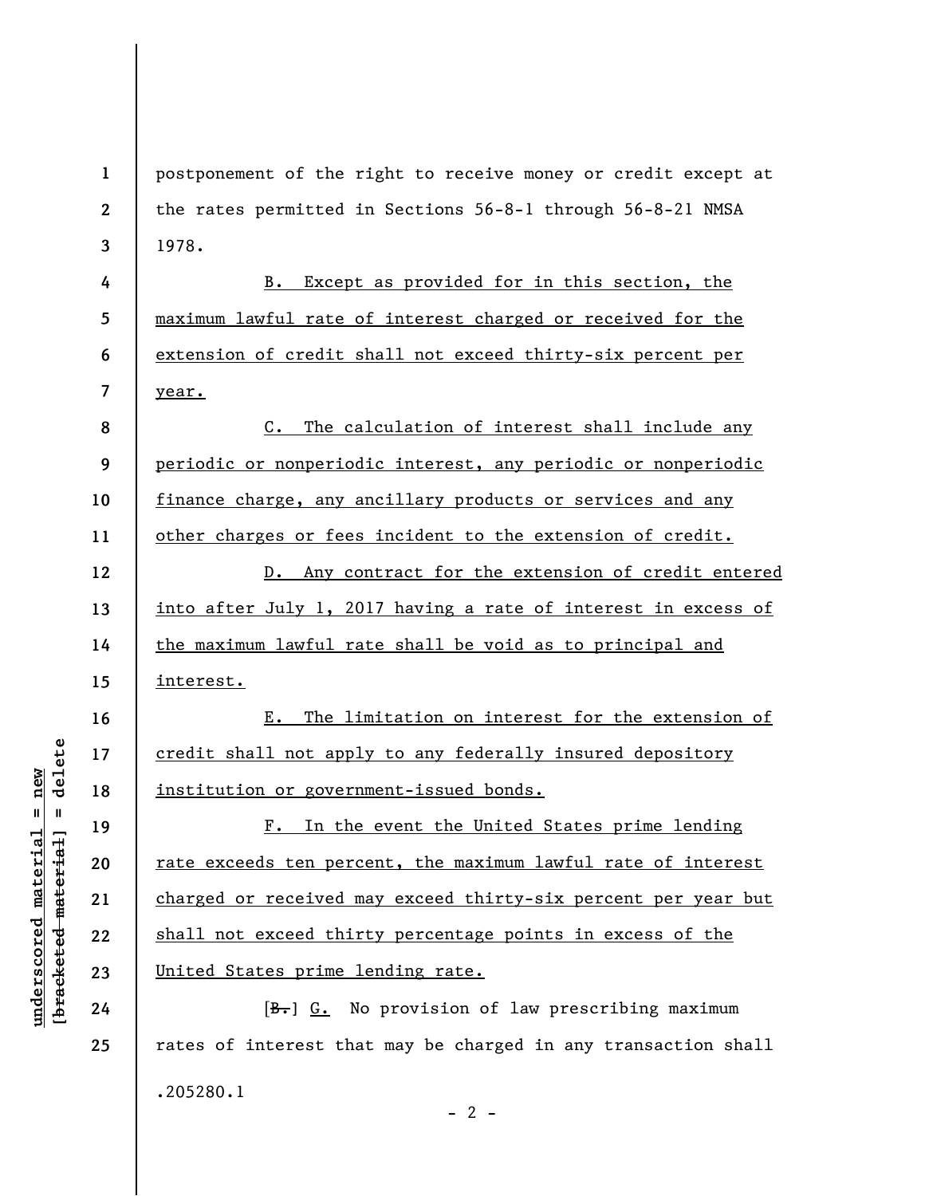postponement of the right to receive money or credit except at the rates permitted in Sections 56-8-1 through 56-8-21 NMSA 1978.

<u>B. Except as provided for in this section, the maximum lawful rate of interest charged or received for the extension of credit shall not exceed thirty-six percent per year.</u>

<u>C. The calculation of interest shall include any periodic or nonperiodic interest, any periodic or nonperiodic finance charge, any ancillary products or services and any other charges or fees incident to the extension of credit.</u>

<u>D. Any contract for the extension of credit entered into after July 1, 2017 having a rate of interest in excess of the maximum lawful rate shall be void as to principal and interest.</u>

<u>E. The limitation on interest for the extension of credit shall not apply to any federally insured depository institution or government-issued bonds.</u>

<u>F. In the event the United States prime lending rate exceeds ten percent, the maximum lawful rate of interest charged or received may exceed thirty-six percent per year but shall not exceed thirty percentage points in excess of the United States prime lending rate.</u>

[~~B.~~] <u>G.</u> No provision of law prescribing maximum rates of interest that may be charged in any transaction shall

.205280.1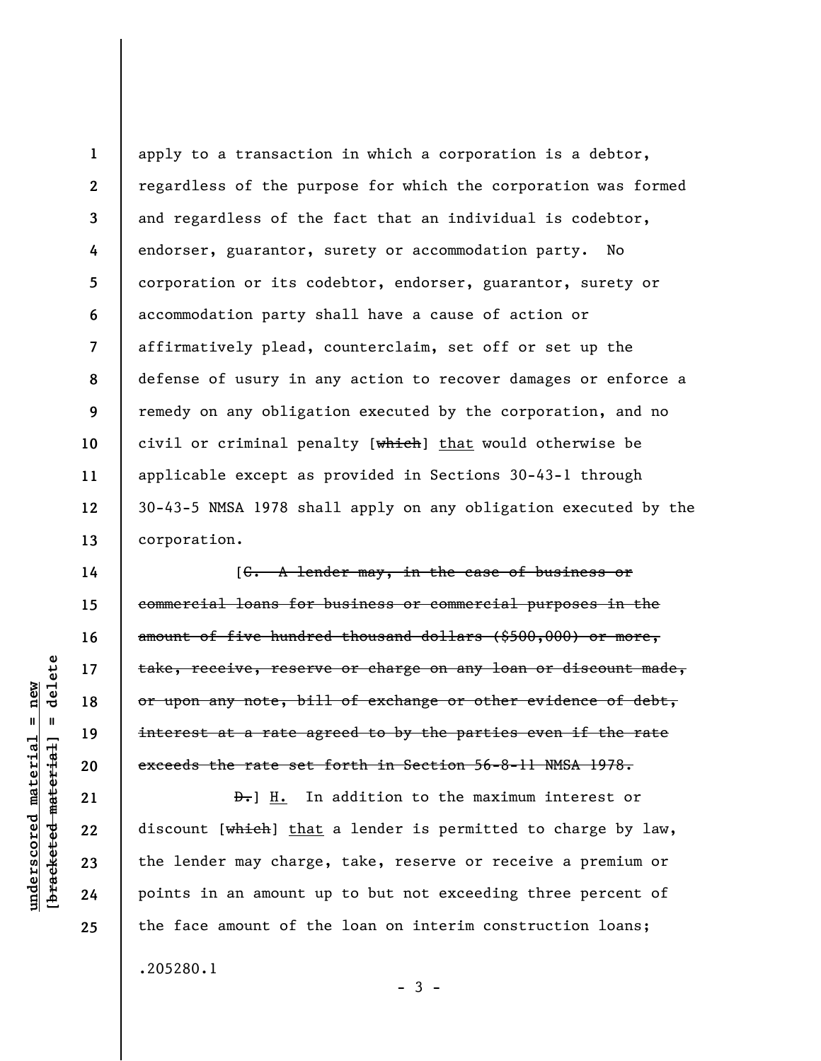apply to a transaction in which a corporation is a debtor, regardless of the purpose for which the corporation was formed and regardless of the fact that an individual is codebtor, endorser, guarantor, surety or accommodation party. No corporation or its codebtor, endorser, guarantor, surety or accommodation party shall have a cause of action or affirmatively plead, counterclaim, set off or set up the defense of usury in any action to recover damages or enforce a remedy on any obligation executed by the corporation, and no civil or criminal penalty [~~which~~] <u>that</u> would otherwise be applicable except as provided in Sections 30-43-1 through 30-43-5 NMSA 1978 shall apply on any obligation executed by the corporation.

[~~C. A lender may, in the case of business or commercial loans for business or commercial purposes in the amount of five hundred thousand dollars ($500,000) or more, take, receive, reserve or charge on any loan or discount made, or upon any note, bill of exchange or other evidence of debt, interest at a rate agreed to by the parties even if the rate exceeds the rate set forth in Section 56-8-11 NMSA 1978.~~

~~D.~~] <u>H.</u> In addition to the maximum interest or discount [~~which~~] <u>that</u> a lender is permitted to charge by law, the lender may charge, take, reserve or receive a premium or points in an amount up to but not exceeding three percent of the face amount of the loan on interim construction loans;

.205280.1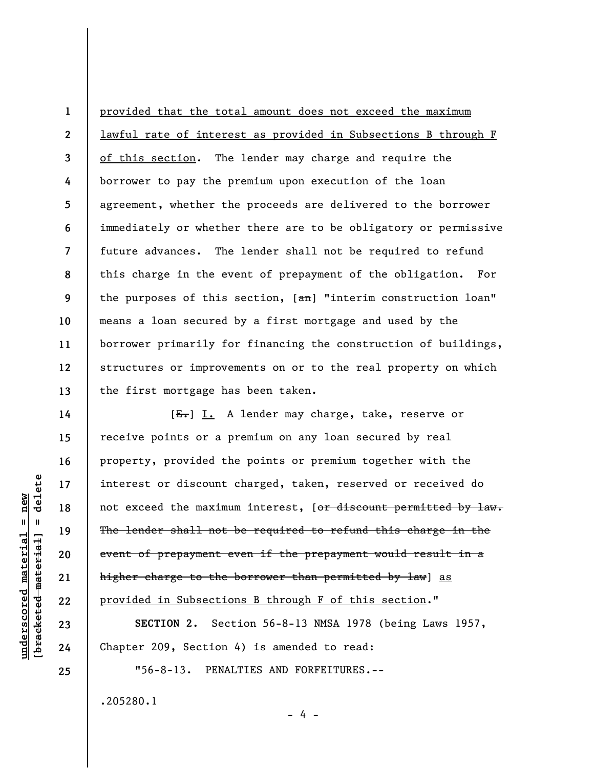provided that the total amount does not exceed the maximum lawful rate of interest as provided in Subsections B through F of this section. The lender may charge and require the borrower to pay the premium upon execution of the loan agreement, whether the proceeds are delivered to the borrower immediately or whether there are to be obligatory or permissive future advances. The lender shall not be required to refund this charge in the event of prepayment of the obligation. For the purposes of this section, [~~an~~] "interim construction loan" means a loan secured by a first mortgage and used by the borrower primarily for financing the construction of buildings, structures or improvements on or to the real property on which the first mortgage has been taken.

[~~E.~~] I. A lender may charge, take, reserve or receive points or a premium on any loan secured by real property, provided the points or premium together with the interest or discount charged, taken, reserved or received do not exceed the maximum interest, [~~or discount permitted by law. The lender shall not be required to refund this charge in the event of prepayment even if the prepayment would result in a higher charge to the borrower than permitted by law~~] as provided in Subsections B through F of this section."

**SECTION 2.** Section 56-8-13 NMSA 1978 (being Laws 1957, Chapter 209, Section 4) is amended to read:

"56-8-13. PENALTIES AND FORFEITURES.--

.205280.1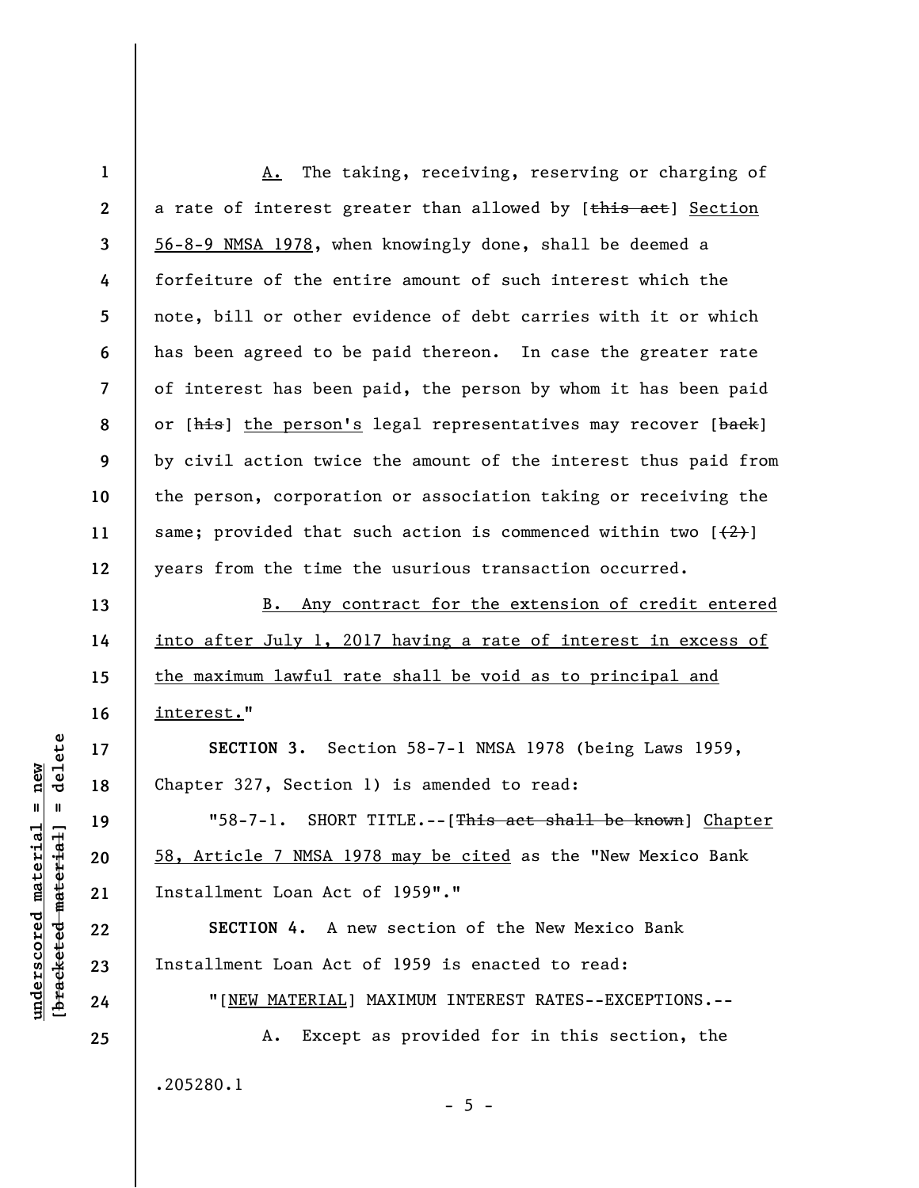A. The taking, receiving, reserving or charging of a rate of interest greater than allowed by [~~this act~~] Section 56-8-9 NMSA 1978, when knowingly done, shall be deemed a forfeiture of the entire amount of such interest which the note, bill or other evidence of debt carries with it or which has been agreed to be paid thereon. In case the greater rate of interest has been paid, the person by whom it has been paid or [~~his~~] the person's legal representatives may recover [~~back~~] by civil action twice the amount of the interest thus paid from the person, corporation or association taking or receiving the same; provided that such action is commenced within two [~~(2)~~] years from the time the usurious transaction occurred.

B. Any contract for the extension of credit entered into after July 1, 2017 having a rate of interest in excess of the maximum lawful rate shall be void as to principal and interest."

**SECTION 3.** Section 58-7-1 NMSA 1978 (being Laws 1959, Chapter 327, Section 1) is amended to read:

"58-7-1. SHORT TITLE.--[~~This act shall be known~~] Chapter 58, Article 7 NMSA 1978 may be cited as the "New Mexico Bank Installment Loan Act of 1959"."

**SECTION 4.** A new section of the New Mexico Bank Installment Loan Act of 1959 is enacted to read:

"[NEW MATERIAL] MAXIMUM INTEREST RATES--EXCEPTIONS.--

A. Except as provided for in this section, the

.205280.1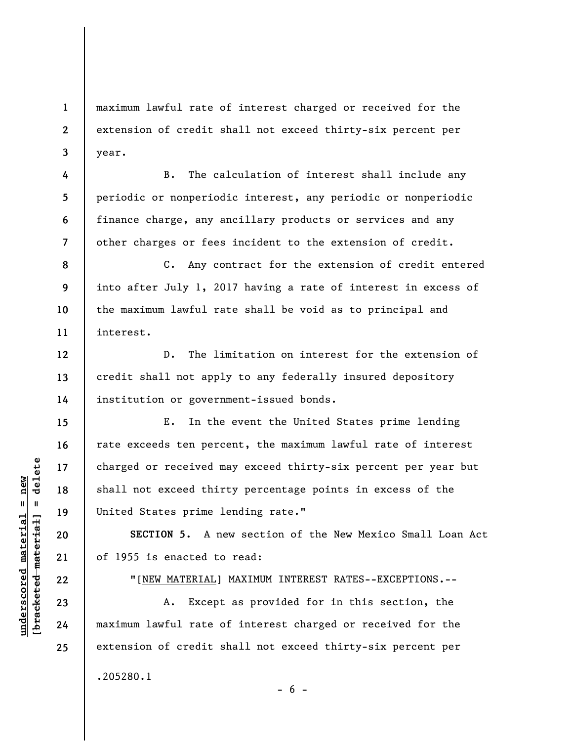maximum lawful rate of interest charged or received for the extension of credit shall not exceed thirty-six percent per year.

B. The calculation of interest shall include any periodic or nonperiodic interest, any periodic or nonperiodic finance charge, any ancillary products or services and any other charges or fees incident to the extension of credit.

C. Any contract for the extension of credit entered into after July 1, 2017 having a rate of interest in excess of the maximum lawful rate shall be void as to principal and interest.

D. The limitation on interest for the extension of credit shall not apply to any federally insured depository institution or government-issued bonds.

E. In the event the United States prime lending rate exceeds ten percent, the maximum lawful rate of interest charged or received may exceed thirty-six percent per year but shall not exceed thirty percentage points in excess of the United States prime lending rate."

**SECTION 5.** A new section of the New Mexico Small Loan Act of 1955 is enacted to read:

"[NEW MATERIAL] MAXIMUM INTEREST RATES--EXCEPTIONS.--

A. Except as provided for in this section, the maximum lawful rate of interest charged or received for the extension of credit shall not exceed thirty-six percent per

.205280.1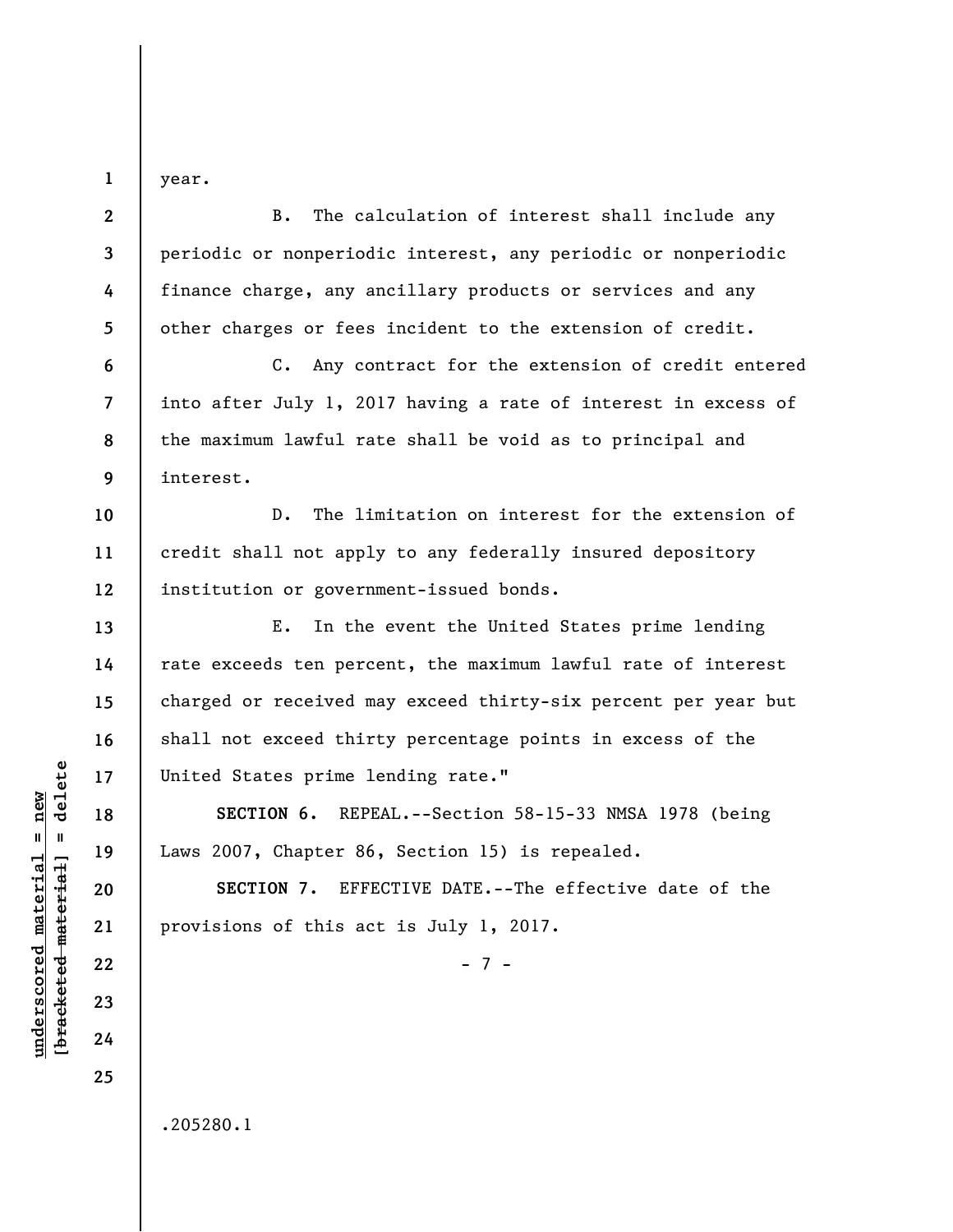year.

B. The calculation of interest shall include any periodic or nonperiodic interest, any periodic or nonperiodic finance charge, any ancillary products or services and any other charges or fees incident to the extension of credit.

C. Any contract for the extension of credit entered into after July 1, 2017 having a rate of interest in excess of the maximum lawful rate shall be void as to principal and interest.

D. The limitation on interest for the extension of credit shall not apply to any federally insured depository institution or government-issued bonds.

E. In the event the United States prime lending rate exceeds ten percent, the maximum lawful rate of interest charged or received may exceed thirty-six percent per year but shall not exceed thirty percentage points in excess of the United States prime lending rate."

**SECTION 6.** REPEAL.--Section 58-15-33 NMSA 1978 (being Laws 2007, Chapter 86, Section 15) is repealed.

**SECTION 7.** EFFECTIVE DATE.--The effective date of the provisions of this act is July 1, 2017.

.205280.1